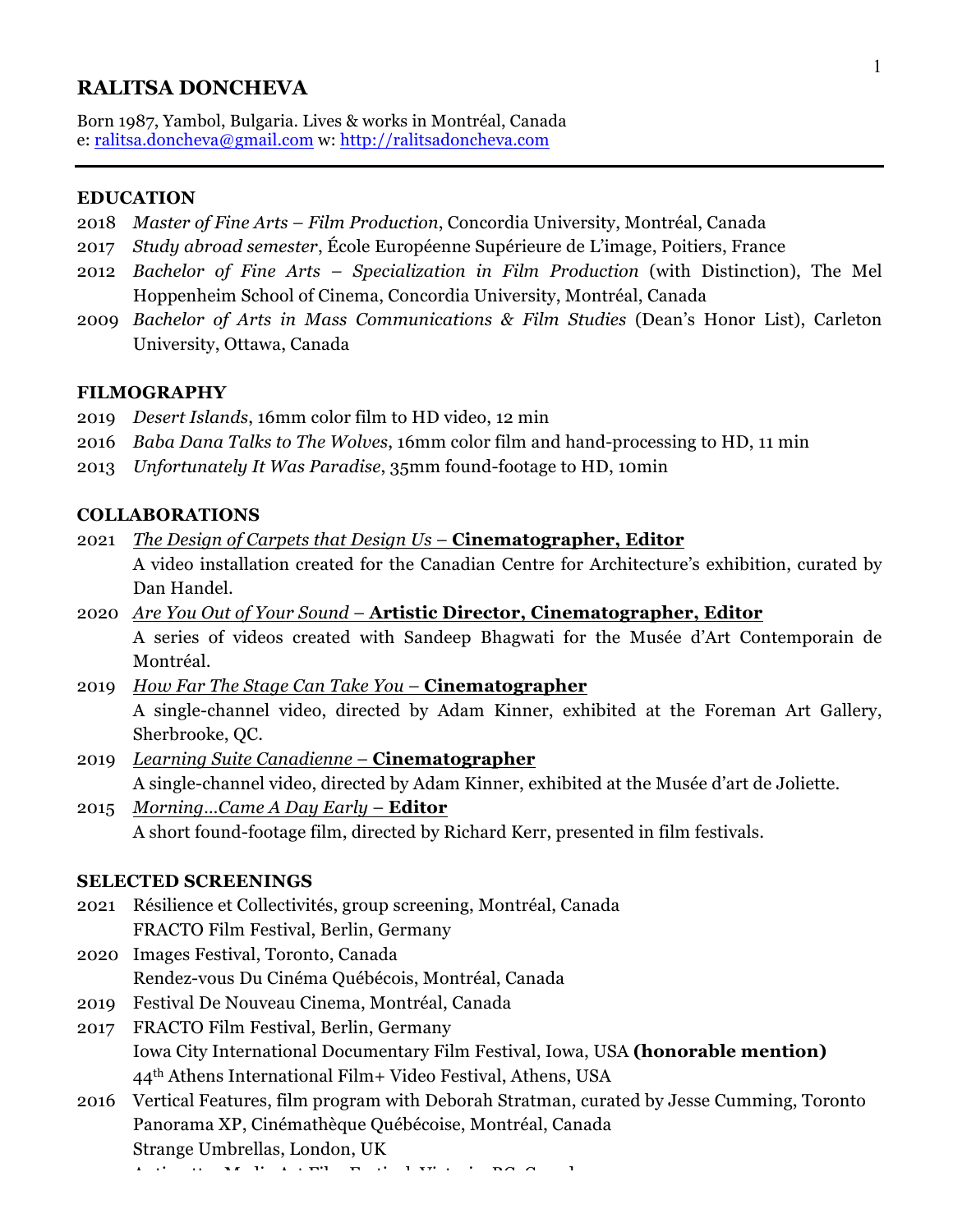# RALITSA DONCHEVA

Born 1987, Yambol, Bulgaria. Lives & works in Montréal, Canada
e: ralitsa.doncheva@gmail.com w: http://ralitsadoncheva.com

---

## EDUCATION

2018 *Master of Fine Arts – Film Production*, Concordia University, Montréal, Canada
2017 *Study abroad semester*, École Européenne Supérieure de L'image, Poitiers, France
2012 *Bachelor of Fine Arts – Specialization in Film Production* (with Distinction), The Mel Hoppenheim School of Cinema, Concordia University, Montréal, Canada
2009 *Bachelor of Arts in Mass Communications & Film Studies* (Dean's Honor List), Carleton University, Ottawa, Canada

## FILMOGRAPHY

2019 *Desert Islands*, 16mm color film to HD video, 12 min
2016 *Baba Dana Talks to The Wolves*, 16mm color film and hand-processing to HD, 11 min
2013 *Unfortunately It Was Paradise*, 35mm found-footage to HD, 10min

## COLLABORATIONS

2021 *The Design of Carpets that Design Us* – **Cinematographer, Editor**
A video installation created for the Canadian Centre for Architecture's exhibition, curated by Dan Handel.

2020 *Are You Out of Your Sound* – **Artistic Director, Cinematographer, Editor**
A series of videos created with Sandeep Bhagwati for the Musée d'Art Contemporain de Montréal.

2019 *How Far The Stage Can Take You* – **Cinematographer**
A single-channel video, directed by Adam Kinner, exhibited at the Foreman Art Gallery, Sherbrooke, QC.

2019 *Learning Suite Canadienne* – **Cinematographer**
A single-channel video, directed by Adam Kinner, exhibited at the Musée d'art de Joliette.

2015 *Morning…Came A Day Early* – **Editor**
A short found-footage film, directed by Richard Kerr, presented in film festivals.

## SELECTED SCREENINGS

2021 Résilience et Collectivités, group screening, Montréal, Canada
FRACTO Film Festival, Berlin, Germany

2020 Images Festival, Toronto, Canada
Rendez-vous Du Cinéma Québécois, Montréal, Canada

2019 Festival De Nouveau Cinema, Montréal, Canada

2017 FRACTO Film Festival, Berlin, Germany
Iowa City International Documentary Film Festival, Iowa, USA **(honorable mention)**
44th Athens International Film+ Video Festival, Athens, USA

2016 Vertical Features, film program with Deborah Stratman, curated by Jesse Cumming, Toronto
Panorama XP, Cinémathèque Québécoise, Montréal, Canada
Strange Umbrellas, London, UK
Antimatter Media Art Film Festival, Victoria, BC, Canada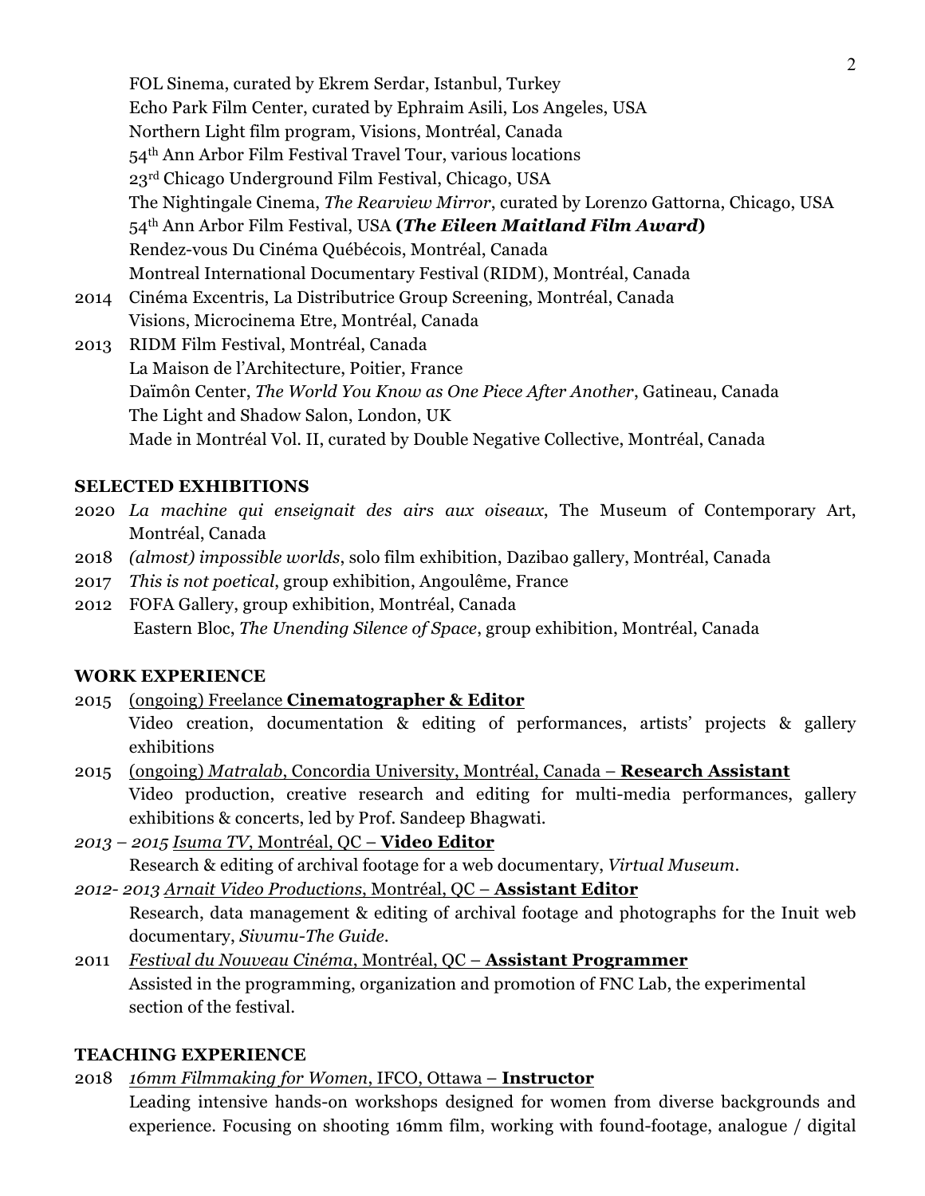FOL Sinema, curated by Ekrem Serdar, Istanbul, Turkey
Echo Park Film Center, curated by Ephraim Asili, Los Angeles, USA
Northern Light film program, Visions, Montréal, Canada
54th Ann Arbor Film Festival Travel Tour, various locations
23rd Chicago Underground Film Festival, Chicago, USA
The Nightingale Cinema, *The Rearview Mirror*, curated by Lorenzo Gattorna, Chicago, USA
54th Ann Arbor Film Festival, USA ***(The Eileen Maitland Film Award)***
Rendez-vous Du Cinéma Québécois, Montréal, Canada
Montreal International Documentary Festival (RIDM), Montréal, Canada

2014 Cinéma Excentris, La Distributrice Group Screening, Montréal, Canada
Visions, Microcinema Etre, Montréal, Canada

2013 RIDM Film Festival, Montréal, Canada
La Maison de l'Architecture, Poitier, France
Daïmôn Center, *The World You Know as One Piece After Another*, Gatineau, Canada
The Light and Shadow Salon, London, UK
Made in Montréal Vol. II, curated by Double Negative Collective, Montréal, Canada

## SELECTED EXHIBITIONS

2020 *La machine qui enseignait des airs aux oiseaux*, The Museum of Contemporary Art, Montréal, Canada

2018 *(almost) impossible worlds*, solo film exhibition, Dazibao gallery, Montréal, Canada

2017 *This is not poetical*, group exhibition, Angoulême, France

2012 FOFA Gallery, group exhibition, Montréal, Canada
Eastern Bloc, *The Unending Silence of Space*, group exhibition, Montréal, Canada

## WORK EXPERIENCE

2015 (ongoing) Freelance **Cinematographer & Editor**
Video creation, documentation & editing of performances, artists' projects & gallery exhibitions

2015 (ongoing) *Matralab*, Concordia University, Montréal, Canada – **Research Assistant**
Video production, creative research and editing for multi-media performances, gallery exhibitions & concerts, led by Prof. Sandeep Bhagwati.

*2013 – 2015* *Isuma TV*, Montréal, QC – **Video Editor**
Research & editing of archival footage for a web documentary, *Virtual Museum*.

*2012- 2013* *Arnait Video Productions*, Montréal, QC – **Assistant Editor**
Research, data management & editing of archival footage and photographs for the Inuit web documentary, *Sivumu-The Guide*.

2011 *Festival du Nouveau Cinéma*, Montréal, QC – **Assistant Programmer**
Assisted in the programming, organization and promotion of FNC Lab, the experimental section of the festival.

## TEACHING EXPERIENCE

2018 *16mm Filmmaking for Women*, IFCO, Ottawa – **Instructor**
Leading intensive hands-on workshops designed for women from diverse backgrounds and experience. Focusing on shooting 16mm film, working with found-footage, analogue / digital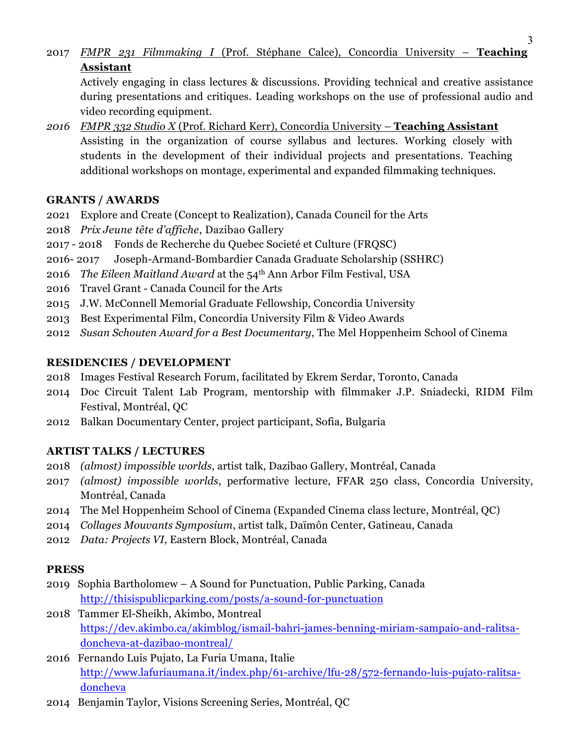2017 *FMPR 231 Filmmaking I* (Prof. Stéphane Calce), Concordia University – **Teaching Assistant**

Actively engaging in class lectures & discussions. Providing technical and creative assistance during presentations and critiques. Leading workshops on the use of professional audio and video recording equipment.

*2016* *FMPR 332 Studio X* (Prof. Richard Kerr), Concordia University – **Teaching Assistant**

Assisting in the organization of course syllabus and lectures. Working closely with students in the development of their individual projects and presentations. Teaching additional workshops on montage, experimental and expanded filmmaking techniques.

## GRANTS / AWARDS

2021 Explore and Create (Concept to Realization), Canada Council for the Arts

2018 *Prix Jeune tête d'affiche*, Dazibao Gallery

2017 - 2018 Fonds de Recherche du Quebec Societé et Culture (FRQSC)

2016- 2017 Joseph-Armand-Bombardier Canada Graduate Scholarship (SSHRC)

2016 *The Eileen Maitland Award* at the 54th Ann Arbor Film Festival, USA

2016 Travel Grant - Canada Council for the Arts

2015 J.W. McConnell Memorial Graduate Fellowship, Concordia University

2013 Best Experimental Film, Concordia University Film & Video Awards

2012 *Susan Schouten Award for a Best Documentary*, The Mel Hoppenheim School of Cinema

## RESIDENCIES / DEVELOPMENT

2018 Images Festival Research Forum, facilitated by Ekrem Serdar, Toronto, Canada

2014 Doc Circuit Talent Lab Program, mentorship with filmmaker J.P. Sniadecki, RIDM Film Festival, Montréal, QC

2012 Balkan Documentary Center, project participant, Sofia, Bulgaria

## ARTIST TALKS / LECTURES

2018 *(almost) impossible worlds*, artist talk, Dazibao Gallery, Montréal, Canada

2017 *(almost) impossible worlds*, performative lecture, FFAR 250 class, Concordia University, Montréal, Canada

2014 The Mel Hoppenheim School of Cinema (Expanded Cinema class lecture, Montréal, QC)

2014 *Collages Mouvants Symposium*, artist talk, Daïmôn Center, Gatineau, Canada

2012 *Data: Projects VI*, Eastern Block, Montréal, Canada

## PRESS

2019 Sophia Bartholomew – A Sound for Punctuation, Public Parking, Canada
http://thisispublicparking.com/posts/a-sound-for-punctuation

2018 Tammer El-Sheikh, Akimbo, Montreal
https://dev.akimbo.ca/akimblog/ismail-bahri-james-benning-miriam-sampaio-and-ralitsa-doncheva-at-dazibao-montreal/

2016 Fernando Luis Pujato, La Furia Umana, Italie
http://www.lafuriaumana.it/index.php/61-archive/lfu-28/572-fernando-luis-pujato-ralitsa-doncheva

2014 Benjamin Taylor, Visions Screening Series, Montréal, QC